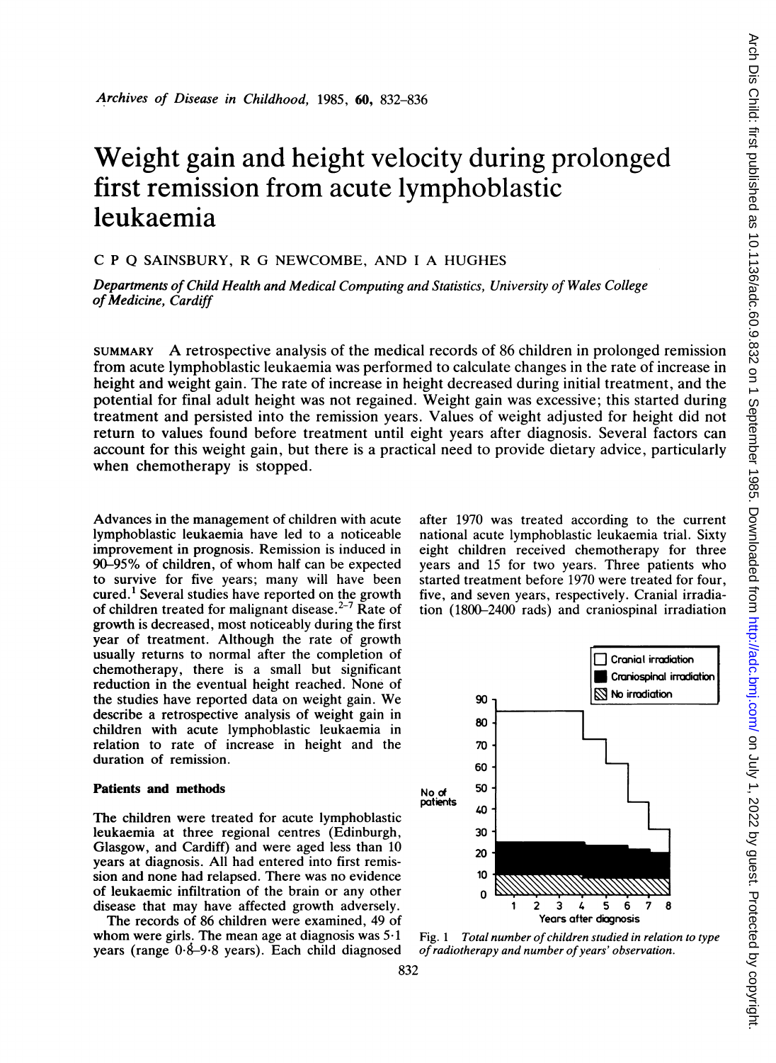*Archives of Disease in Childhood*, 1985, **60**, 832–836

# Weight gain and height velocity during prolonged first remission from acute lymphoblastic leukaemia

C P Q SAINSBURY, R G NEWCOMBE, AND I A HUGHES

*Departments of Child Health and Medical Computing and Statistics, University of Wales College of Medicine, Cardiff*

SUMMARY A retrospective analysis of the medical records of 86 children in prolonged remission from acute lymphoblastic leukaemia was performed to calculate changes in the rate of increase in height and weight gain. The rate of increase in height decreased during initial treatment, and the potential for final adult height was not regained. Weight gain was excessive; this started during treatment and persisted into the remission years. Values of weight adjusted for height did not return to values found before treatment until eight years after diagnosis. Several factors can account for this weight gain, but there is a practical need to provide dietary advice, particularly when chemotherapy is stopped.

Advances in the management of children with acute lymphoblastic leukaemia have led to a noticeable improvement in prognosis. Remission is induced in 90–95% of children, of whom half can be expected to survive for five years; many will have been cured.[1] Several studies have reported on the growth of children treated for malignant disease.[2–7] Rate of growth is decreased, most noticeably during the first year of treatment. Although the rate of growth usually returns to normal after the completion of chemotherapy, there is a small but significant reduction in the eventual height reached. None of the studies have reported data on weight gain. We describe a retrospective analysis of weight gain in children with acute lymphoblastic leukaemia in relation to rate of increase in height and the duration of remission.

## Patients and methods

The children were treated for acute lymphoblastic leukaemia at three regional centres (Edinburgh, Glasgow, and Cardiff) and were aged less than 10 years at diagnosis. All had entered into first remission and none had relapsed. There was no evidence of leukaemic infiltration of the brain or any other disease that may have affected growth adversely.

The records of 86 children were examined, 49 of whom were girls. The mean age at diagnosis was 5·1 years (range 0·8–9·8 years). Each child diagnosed after 1970 was treated according to the current national acute lymphoblastic leukaemia trial. Sixty eight children received chemotherapy for three years and 15 for two years. Three patients who started treatment before 1970 were treated for four, five, and seven years, respectively. Cranial irradiation (1800–2400 rads) and craniospinal irradiation

Fig. 1 *Total number of children studied in relation to type of radiotherapy and number of years' observation.*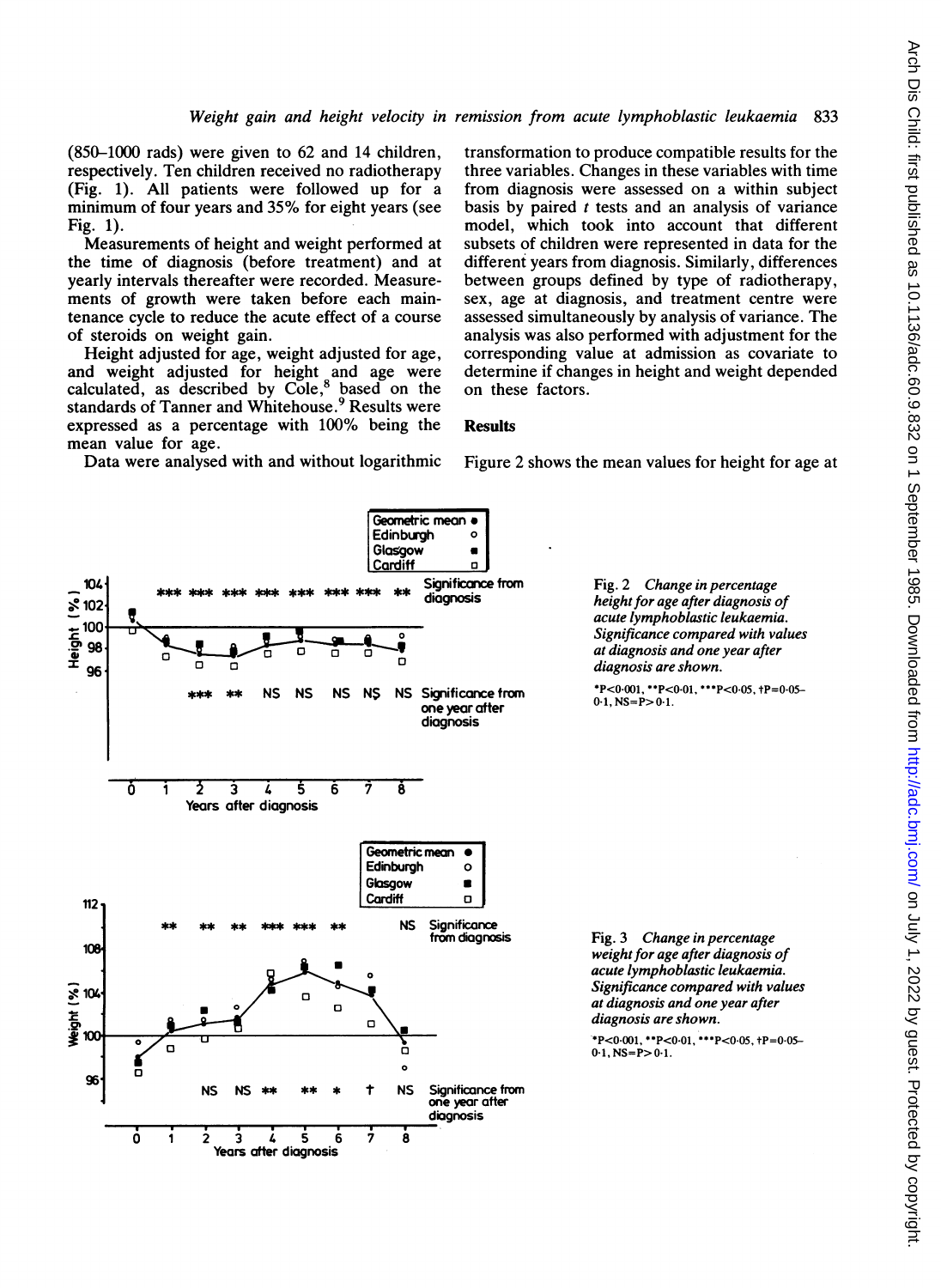(850–1000 rads) were given to 62 and 14 children, respectively. Ten children received no radiotherapy (Fig. 1). All patients were followed up for a minimum of four years and 35% for eight years (see Fig. 1).

Measurements of height and weight performed at the time of diagnosis (before treatment) and at yearly intervals thereafter were recorded. Measurements of growth were taken before each maintenance cycle to reduce the acute effect of a course of steroids on weight gain.

Height adjusted for age, weight adjusted for age, and weight adjusted for height and age were calculated, as described by Cole,[8] based on the standards of Tanner and Whitehouse.[9] Results were expressed as a percentage with 100% being the mean value for age.

Data were analysed with and without logarithmic transformation to produce compatible results for the three variables. Changes in these variables with time from diagnosis were assessed on a within subject basis by paired $t$ tests and an analysis of variance model, which took into account that different subsets of children were represented in data for the different years from diagnosis. Similarly, differences between groups defined by type of radiotherapy, sex, age at diagnosis, and treatment centre were assessed simultaneously by analysis of variance. The analysis was also performed with adjustment for the corresponding value at admission as covariate to determine if changes in height and weight depended on these factors.

## Results

Figure 2 shows the mean values for height for age at

Fig. 2 *Change in percentage height for age after diagnosis of acute lymphoblastic leukaemia. Significance compared with values at diagnosis and one year after diagnosis are shown.*

*P<0·001, **P<0·01, ***P<0·05, †P=0·05–0·1, NS=P>0·1.

Fig. 3 *Change in percentage weight for age after diagnosis of acute lymphoblastic leukaemia. Significance compared with values at diagnosis and one year after diagnosis are shown.*

*P<0·001, **P<0·01, ***P<0·05, †P=0·05–0·1, NS=P>0·1.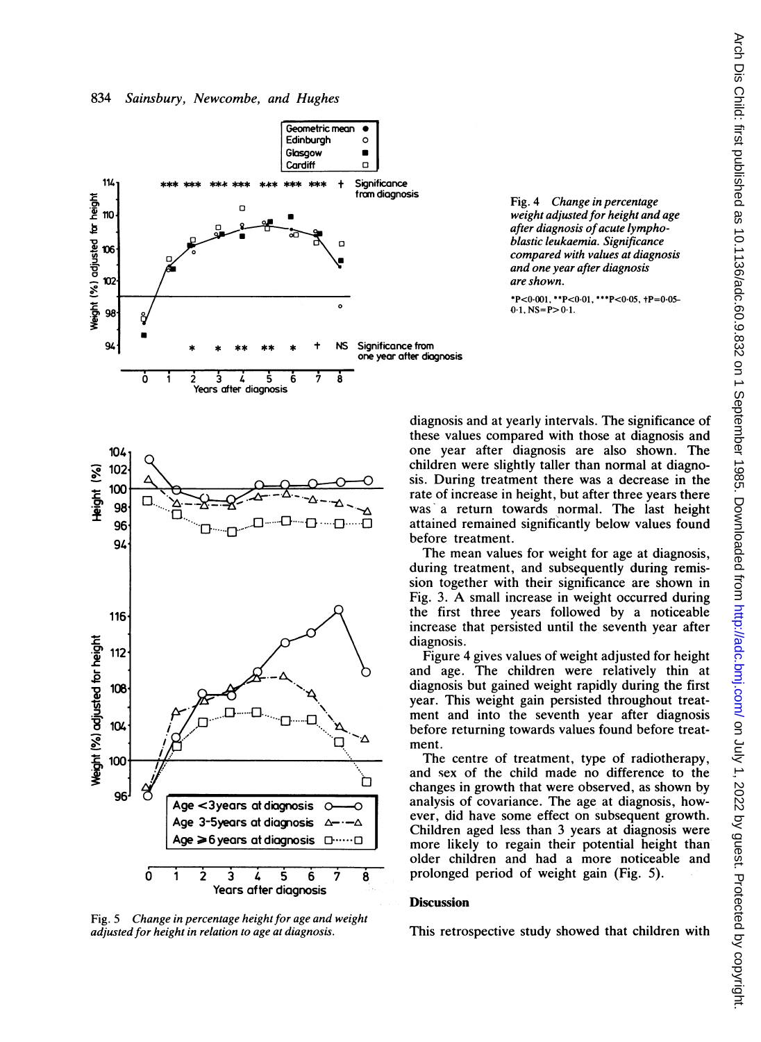Fig. 4 *Change in percentage weight adjusted for height and age after diagnosis of acute lymphoblastic leukaemia. Significance compared with values at diagnosis and one year after diagnosis are shown.*

*P<0·001, **P<0·01, ***P<0·05, †P=0·05–0·1, NS=P>0·1.

Fig. 5 *Change in percentage height for age and weight adjusted for height in relation to age at diagnosis.*

diagnosis and at yearly intervals. The significance of these values compared with those at diagnosis and one year after diagnosis are also shown. The children were slightly taller than normal at diagnosis. During treatment there was a decrease in the rate of increase in height, but after three years there was a return towards normal. The last height attained remained significantly below values found before treatment.

The mean values for weight for age at diagnosis, during treatment, and subsequently during remission together with their significance are shown in Fig. 3. A small increase in weight occurred during the first three years followed by a noticeable increase that persisted until the seventh year after diagnosis.

Figure 4 gives values of weight adjusted for height and age. The children were relatively thin at diagnosis but gained weight rapidly during the first year. This weight gain persisted throughout treatment and into the seventh year after diagnosis before returning towards values found before treatment.

The centre of treatment, type of radiotherapy, and sex of the child made no difference to the changes in growth that were observed, as shown by analysis of covariance. The age at diagnosis, however, did have some effect on subsequent growth. Children aged less than 3 years at diagnosis were more likely to regain their potential height than older children and had a more noticeable and prolonged period of weight gain (Fig. 5).

## Discussion

This retrospective study showed that children with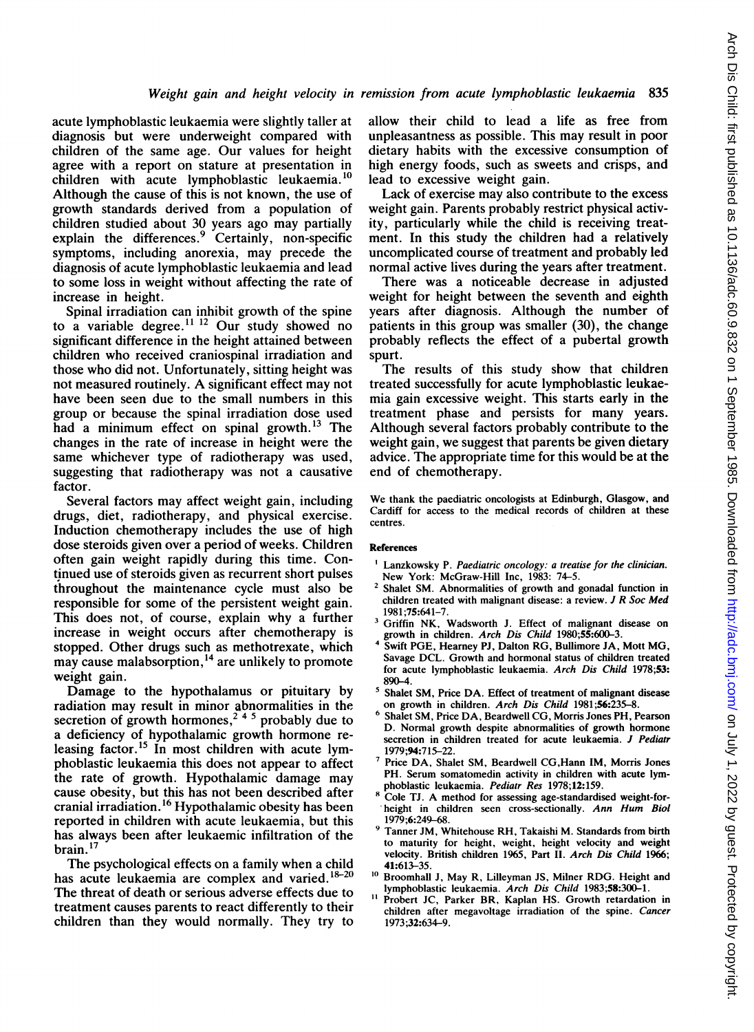acute lymphoblastic leukaemia were slightly taller at diagnosis but were underweight compared with children of the same age. Our values for height agree with a report on stature at presentation in children with acute lymphoblastic leukaemia.[10] Although the cause of this is not known, the use of growth standards derived from a population of children studied about 30 years ago may partially explain the differences.[9] Certainly, non-specific symptoms, including anorexia, may precede the diagnosis of acute lymphoblastic leukaemia and lead to some loss in weight without affecting the rate of increase in height.

Spinal irradiation can inhibit growth of the spine to a variable degree.[11 12] Our study showed no significant difference in the height attained between children who received craniospinal irradiation and those who did not. Unfortunately, sitting height was not measured routinely. A significant effect may not have been seen due to the small numbers in this group or because the spinal irradiation dose used had a minimum effect on spinal growth.[13] The changes in the rate of increase in height were the same whichever type of radiotherapy was used, suggesting that radiotherapy was not a causative factor.

Several factors may affect weight gain, including drugs, diet, radiotherapy, and physical exercise. Induction chemotherapy includes the use of high dose steroids given over a period of weeks. Children often gain weight rapidly during this time. Continued use of steroids given as recurrent short pulses throughout the maintenance cycle must also be responsible for some of the persistent weight gain. This does not, of course, explain why a further increase in weight occurs after chemotherapy is stopped. Other drugs such as methotrexate, which may cause malabsorption,[14] are unlikely to promote weight gain.

Damage to the hypothalamus or pituitary by radiation may result in minor abnormalities in the secretion of growth hormones,[2 4 5] probably due to a deficiency of hypothalamic growth hormone releasing factor.[15] In most children with acute lymphoblastic leukaemia this does not appear to affect the rate of growth. Hypothalamic damage may cause obesity, but this has not been described after cranial irradiation.[16] Hypothalamic obesity has been reported in children with acute leukaemia, but this has always been after leukaemic infiltration of the brain.[17]

The psychological effects on a family when a child has acute leukaemia are complex and varied.[18–20] The threat of death or serious adverse effects due to treatment causes parents to react differently to their children than they would normally. They try to allow their child to lead a life as free from unpleasantness as possible. This may result in poor dietary habits with the excessive consumption of high energy foods, such as sweets and crisps, and lead to excessive weight gain.

Lack of exercise may also contribute to the excess weight gain. Parents probably restrict physical activity, particularly while the child is receiving treatment. In this study the children had a relatively uncomplicated course of treatment and probably led normal active lives during the years after treatment.

There was a noticeable decrease in adjusted weight for height between the seventh and eighth years after diagnosis. Although the number of patients in this group was smaller (30), the change probably reflects the effect of a pubertal growth spurt.

The results of this study show that children treated successfully for acute lymphoblastic leukaemia gain excessive weight. This starts early in the treatment phase and persists for many years. Although several factors probably contribute to the weight gain, we suggest that parents be given dietary advice. The appropriate time for this would be at the end of chemotherapy.

We thank the paediatric oncologists at Edinburgh, Glasgow, and Cardiff for access to the medical records of children at these centres.

## References

1. Lanzkowsky P. *Paediatric oncology: a treatise for the clinician.* New York: McGraw-Hill Inc, 1983: 74–5.
2. Shalet SM. Abnormalities of growth and gonadal function in children treated with malignant disease: a review. *J R Soc Med* 1981;**75**:641–7.
3. Griffin NK, Wadsworth J. Effect of malignant disease on growth in children. *Arch Dis Child* 1980;**55**:600–3.
4. Swift PGE, Hearney PJ, Dalton RG, Bullimore JA, Mott MG, Savage DCL. Growth and hormonal status of children treated for acute lymphoblastic leukaemia. *Arch Dis Child* 1978;**53**: 890–4.
5. Shalet SM, Price DA. Effect of treatment of malignant disease on growth in children. *Arch Dis Child* 1981;**56**:235–8.
6. Shalet SM, Price DA, Beardwell CG, Morris Jones PH, Pearson D. Normal growth despite abnormalities of growth hormone secretion in children treated for acute leukaemia. *J Pediatr* 1979;**94**:715–22.
7. Price DA, Shalet SM, Beardwell CG,Hann IM, Morris Jones PH. Serum somatomedin activity in children with acute lymphoblastic leukaemia. *Pediatr Res* 1978;**12**:159.
8. Cole TJ. A method for assessing age-standardised weight-for-height in children seen cross-sectionally. *Ann Hum Biol* 1979;**6**:249–68.
9. Tanner JM, Whitehouse RH, Takaishi M. Standards from birth to maturity for height, weight, height velocity and weight velocity. British children 1965, Part II. *Arch Dis Child* 1966; **41**:613–35.
10. Broomhall J, May R, Lilleyman JS, Milner RDG. Height and lymphoblastic leukaemia. *Arch Dis Child* 1983;**58**:300–1.
11. Probert JC, Parker BR, Kaplan HS. Growth retardation in children after megavoltage irradiation of the spine. *Cancer* 1973;**32**:634–9.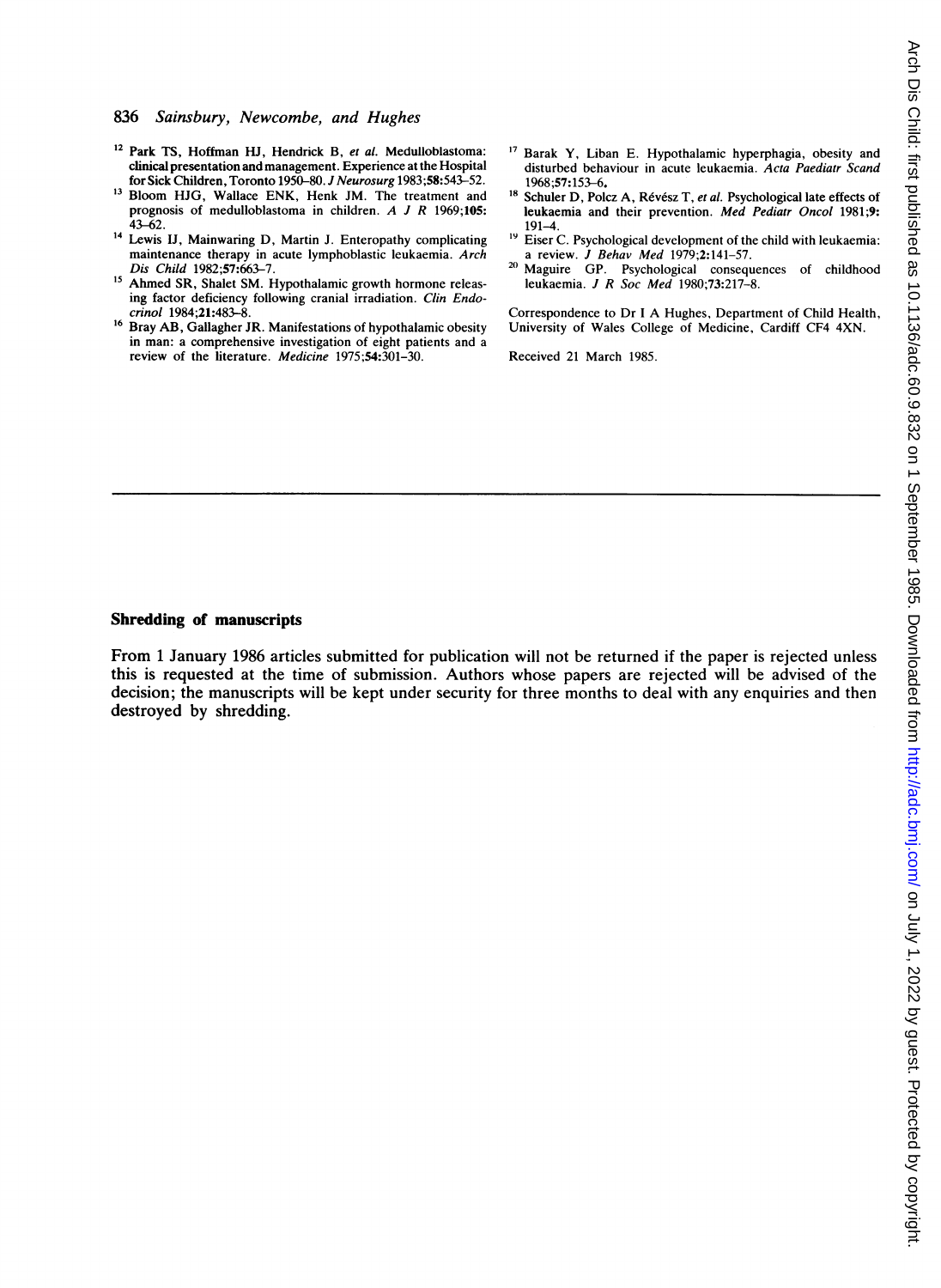12 Park TS, Hoffman HJ, Hendrick B, *et al.* Medulloblastoma: clinical presentation and management. Experience at the Hospital for Sick Children, Toronto 1950–80. *J Neurosurg* 1983;**58**:543–52.

13 Bloom HJG, Wallace ENK, Henk JM. The treatment and prognosis of medulloblastoma in children. *A J R* 1969;**105**: 43–62.

14 Lewis IJ, Mainwaring D, Martin J. Enteropathy complicating maintenance therapy in acute lymphoblastic leukaemia. *Arch Dis Child* 1982;**57**:663–7.

15 Ahmed SR, Shalet SM. Hypothalamic growth hormone releasing factor deficiency following cranial irradiation. *Clin Endocrinol* 1984;**21**:483–8.

16 Bray AB, Gallagher JR. Manifestations of hypothalamic obesity in man: a comprehensive investigation of eight patients and a review of the literature. *Medicine* 1975;**54**:301–30.

17 Barak Y, Liban E. Hypothalamic hyperphagia, obesity and disturbed behaviour in acute leukaemia. *Acta Paediatr Scand* 1968;**57**:153–6.

18 Schuler D, Polcz A, Révész T, *et al.* Psychological late effects of leukaemia and their prevention. *Med Pediatr Oncol* 1981;**9**: 191–4.

19 Eiser C. Psychological development of the child with leukaemia: a review. *J Behav Med* 1979;**2**:141–57.

20 Maguire GP. Psychological consequences of childhood leukaemia. *J R Soc Med* 1980;**73**:217–8.

Correspondence to Dr I A Hughes, Department of Child Health, University of Wales College of Medicine, Cardiff CF4 4XN.

Received 21 March 1985.

---

## Shredding of manuscripts

From 1 January 1986 articles submitted for publication will not be returned if the paper is rejected unless this is requested at the time of submission. Authors whose papers are rejected will be advised of the decision; the manuscripts will be kept under security for three months to deal with any enquiries and then destroyed by shredding.